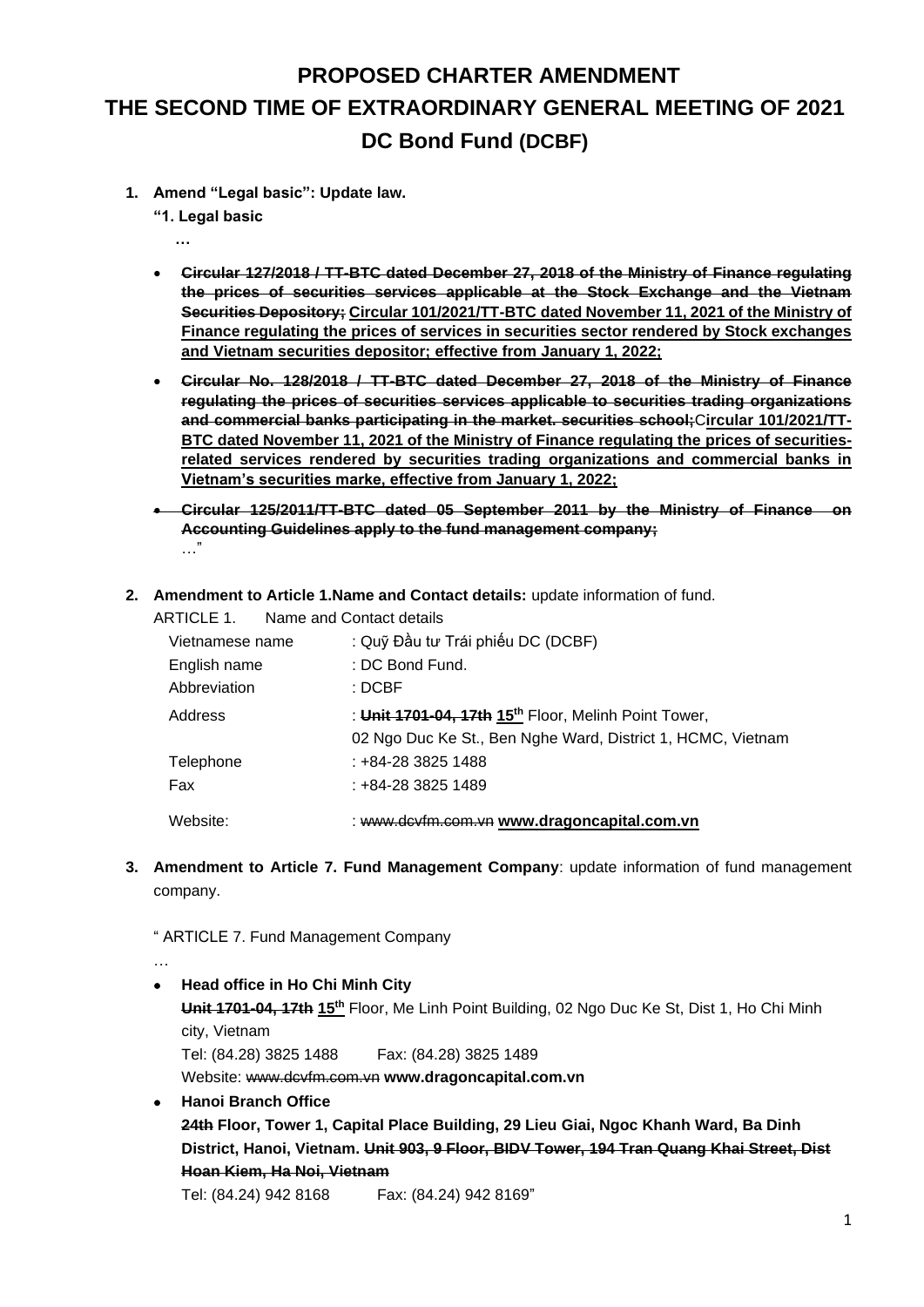# PROPOSED CHARTER AMENDMENT
# THE SECOND TIME OF EXTRAORDINARY GENERAL MEETING OF 2021
# DC Bond Fund (DCBF)

1. **Amend "Legal basic": Update law.**

   **"1. Legal basic**

   **…**

   - ~~**Circular 127/2018 / TT-BTC dated December 27, 2018 of the Ministry of Finance regulating the prices of securities services applicable at the Stock Exchange and the Vietnam Securities Depository;**~~ **<u>Circular 101/2021/TT-BTC dated November 11, 2021 of the Ministry of Finance regulating the prices of services in securities sector rendered by Stock exchanges and Vietnam securities depositor; effective from January 1, 2022;</u>**
   - ~~**Circular No. 128/2018 / TT-BTC dated December 27, 2018 of the Ministry of Finance regulating the prices of securities services applicable to securities trading organizations and commercial banks participating in the market. securities school;**~~**<u>Circular 101/2021/TT-BTC dated November 11, 2021 of the Ministry of Finance regulating the prices of securities-related services rendered by securities trading organizations and commercial banks in Vietnam's securities marke, effective from January 1, 2022;</u>**
   - ~~**Circular 125/2011/TT-BTC dated 05 September 2011 by the Ministry of Finance on Accounting Guidelines apply to the fund management company;**~~

   …"

2. **Amendment to Article 1.Name and Contact details:** update information of fund.

   ARTICLE 1. Name and Contact details

   | | |
   |---|---|
   | Vietnamese name | : Quỹ Đầu tư Trái phiếu DC (DCBF) |
   | English name | : DC Bond Fund. |
   | Abbreviation | : DCBF |
   | Address | : ~~**Unit 1701-04, 17th**~~ **<u>15th</u>** Floor, Melinh Point Tower, 02 Ngo Duc Ke St., Ben Nghe Ward, District 1, HCMC, Vietnam |
   | Telephone | : +84-28 3825 1488 |
   | Fax | : +84-28 3825 1489 |
   | Website: | : ~~www.dcvfm.com.vn~~ **<u>www.dragoncapital.com.vn</u>** |

3. **Amendment to Article 7. Fund Management Company**: update information of fund management company.

   " ARTICLE 7. Fund Management Company

   …

   - **Head office in Ho Chi Minh City**

     ~~**Unit 1701-04, 17th**~~ **<u>15th</u>** Floor, Me Linh Point Building, 02 Ngo Duc Ke St, Dist 1, Ho Chi Minh city, Vietnam

     Tel: (84.28) 3825 1488 Fax: (84.28) 3825 1489

     Website: ~~www.dcvfm.com.vn~~ **www.dragoncapital.com.vn**

   - **Hanoi Branch Office**

     **~~24th~~ Floor, Tower 1, Capital Place Building, 29 Lieu Giai, Ngoc Khanh Ward, Ba Dinh District, Hanoi, Vietnam.** ~~**Unit 903, 9 Floor, BIDV Tower, 194 Tran Quang Khai Street, Dist Hoan Kiem, Ha Noi, Vietnam**~~

     Tel: (84.24) 942 8168 Fax: (84.24) 942 8169"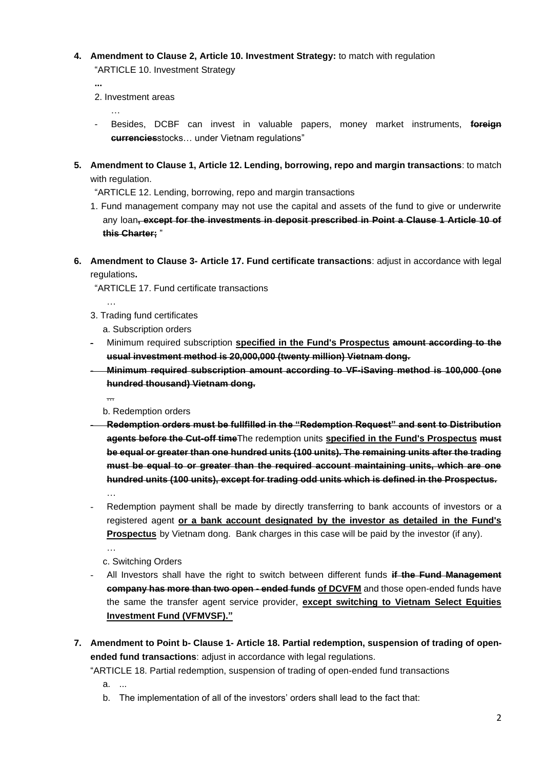4. **Amendment to Clause 2, Article 10. Investment Strategy:** to match with regulation

"ARTICLE 10. Investment Strategy

**...**

2. Investment areas

…

- Besides, DCBF can invest in valuable papers, money market instruments, ~~**foreign currencies**~~stocks… under Vietnam regulations"

5. **Amendment to Clause 1, Article 12. Lending, borrowing, repo and margin transactions**: to match with regulation.

"ARTICLE 12. Lending, borrowing, repo and margin transactions

1. Fund management company may not use the capital and assets of the fund to give or underwrite any loan~~**, except for the investments in deposit prescribed in Point a Clause 1 Article 10 of this Charter;**~~ "

6. **Amendment to Clause 3- Article 17. Fund certificate transactions**: adjust in accordance with legal regulations**.**

"ARTICLE 17. Fund certificate transactions

…

3. Trading fund certificates

a. Subscription orders

- Minimum required subscription **<u>specified in the Fund's Prospectus</u>** ~~**amount according to the usual investment method is 20,000,000 (twenty million) Vietnam dong.**~~
- ~~**Minimum required subscription amount according to VF-iSaving method is 100,000 (one hundred thousand) Vietnam dong.**~~

~~…~~

b. Redemption orders

- ~~**Redemption orders must be fullfilled in the "Redemption Request" and sent to Distribution agents before the Cut-off time**~~The redemption units **<u>specified in the Fund's Prospectus</u>** ~~**must be equal or greater than one hundred units (100 units). The remaining units after the trading must be equal to or greater than the required account maintaining units, which are one hundred units (100 units), except for trading odd units which is defined in the Prospectus.**~~

…

- Redemption payment shall be made by directly transferring to bank accounts of investors or a registered agent **<u>or a bank account designated by the investor as detailed in the Fund's Prospectus</u>** by Vietnam dong. Bank charges in this case will be paid by the investor (if any).

…

c. Switching Orders

- All Investors shall have the right to switch between different funds ~~**if the Fund Management company has more than two open - ended funds**~~ **<u>of DCVFM</u>** and those open-ended funds have the same the transfer agent service provider, **<u>except switching to Vietnam Select Equities Investment Fund (VFMVSF)."</u>**

7. **Amendment to Point b- Clause 1- Article 18. Partial redemption, suspension of trading of open-ended fund transactions**: adjust in accordance with legal regulations.

"ARTICLE 18. Partial redemption, suspension of trading of open-ended fund transactions

a. ...

b. The implementation of all of the investors' orders shall lead to the fact that: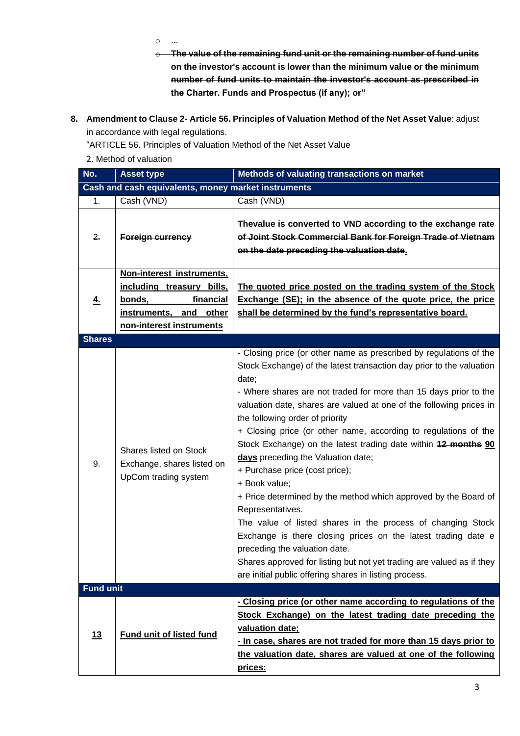- ...
- ~~The value of the remaining fund unit or the remaining number of fund units on the investor's account is lower than the minimum value or the minimum number of fund units to maintain the investor's account as prescribed in the Charter. Funds and Prospectus (if any); or"~~

8. **Amendment to Clause 2- Article 56. Principles of Valuation Method of the Net Asset Value**: adjust in accordance with legal regulations.

"ARTICLE 56. Principles of Valuation Method of the Net Asset Value

2. Method of valuation

| No. | Asset type | Methods of valuating transactions on market |
|---|---|---|
| **Cash and cash equivalents, money market instruments** | | |
| 1. | Cash (VND) | Cash (VND) |
| ~~2.~~ | ~~**Foreign currency**~~ | ~~**Thevalue is converted to VND according to the exchange rate of Joint Stock Commercial Bank for Foreign Trade of Vietnam on the date preceding the valuation date**~~**.** |
| **4.** | **Non-interest instruments, including treasury bills, bonds, financial instruments, and other non-interest instruments** | **The quoted price posted on the trading system of the Stock Exchange (SE); in the absence of the quote price, the price shall be determined by the fund's representative board.** |
| **Shares** | | |
| 9. | Shares listed on Stock Exchange, shares listed on UpCom trading system | - Closing price (or other name as prescribed by regulations of the Stock Exchange) of the latest transaction day prior to the valuation date;<br>- Where shares are not traded for more than 15 days prior to the valuation date, shares are valued at one of the following prices in the following order of priority<br>+ Closing price (or other name, according to regulations of the Stock Exchange) on the latest trading date within ~~**12 months**~~ **90 days** preceding the Valuation date;<br>+ Purchase price (cost price);<br>+ Book value;<br>+ Price determined by the method which approved by the Board of Representatives.<br>The value of listed shares in the process of changing Stock Exchange is there closing prices on the latest trading date e preceding the valuation date.<br>Shares approved for listing but not yet trading are valued as if they are initial public offering shares in listing process. |
| **Fund unit** | | |
| **13** | **Fund unit of listed fund** | **- Closing price (or other name according to regulations of the Stock Exchange) on the latest trading date preceding the valuation date;**<br>**- In case, shares are not traded for more than 15 days prior to the valuation date, shares are valued at one of the following prices:** |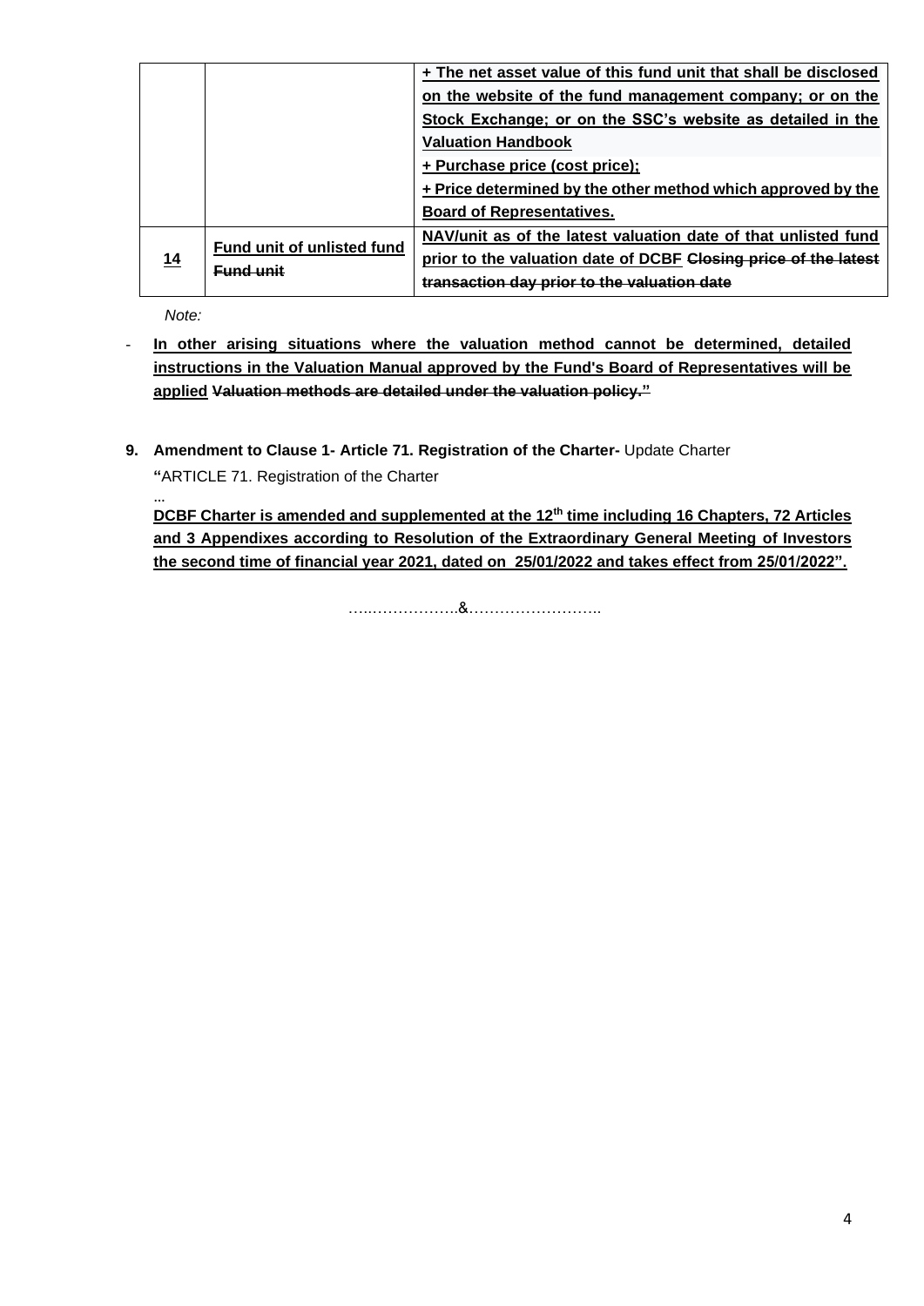| | | |
|---|---|---|
| | | **+ The net asset value of this fund unit that shall be disclosed on the website of the fund management company; or on the Stock Exchange; or on the SSC's website as detailed in the Valuation Handbook**<br>**+ Purchase price (cost price);**<br>**+ Price determined by the other method which approved by the Board of Representatives.** |
| **14** | **Fund unit of unlisted fund** ~~Fund unit~~ | **NAV/unit as of the latest valuation date of that unlisted fund prior to the valuation date of DCBF** ~~Closing price of the latest transaction day prior to the valuation date~~ |

*Note:*

- **In other arising situations where the valuation method cannot be determined, detailed instructions in the Valuation Manual approved by the Fund's Board of Representatives will be applied** ~~Valuation methods are detailed under the valuation policy.~~**"**

**9. Amendment to Clause 1- Article 71. Registration of the Charter-** Update Charter

**"**ARTICLE 71. Registration of the Charter

...

**DCBF Charter is amended and supplemented at the 12th time including 16 Chapters, 72 Articles and 3 Appendixes according to Resolution of the Extraordinary General Meeting of Investors the second time of financial year 2021, dated on 25/01/2022 and takes effect from 25/01/2022".**

…..…………….&……………………..